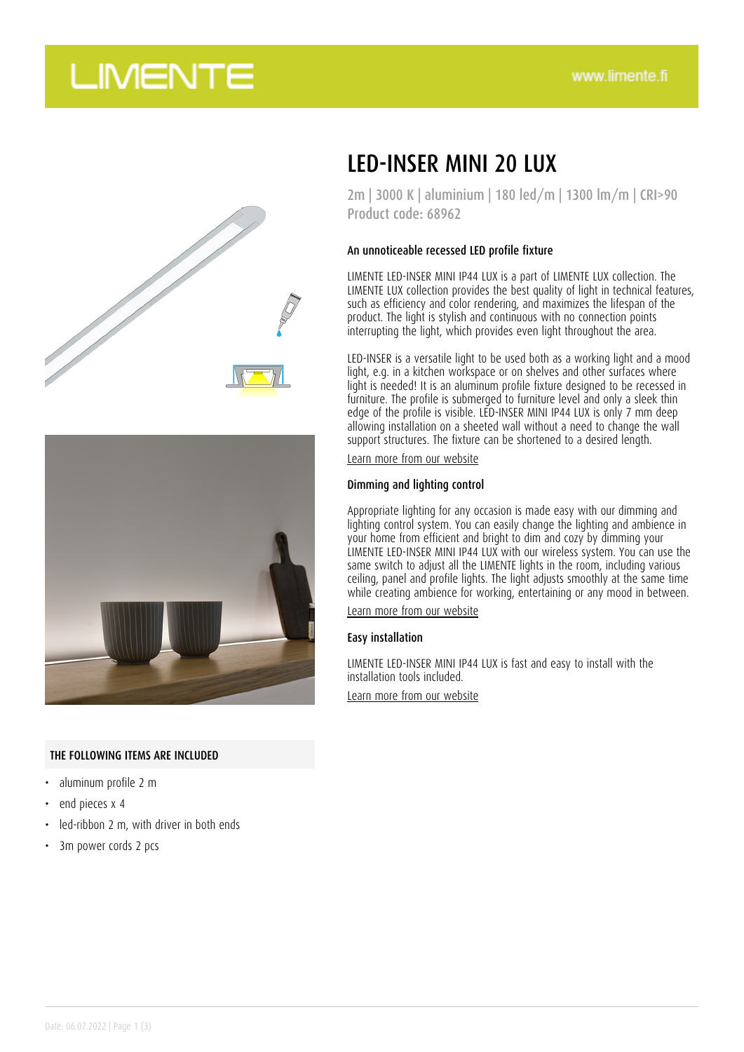# LED-INSER MINI 20 LUX

2m | 3000 K | aluminium | 180 led/m | 1300 lm/m | CRI>90
Product code: 68962

### An unnoticeable recessed LED profile fixture

LIMENTE LED-INSER MINI IP44 LUX is a part of LIMENTE LUX collection. The LIMENTE LUX collection provides the best quality of light in technical features, such as efficiency and color rendering, and maximizes the lifespan of the product. The light is stylish and continuous with no connection points interrupting the light, which provides even light throughout the area.

LED-INSER is a versatile light to be used both as a working light and a mood light, e.g. in a kitchen workspace or on shelves and other surfaces where light is needed! It is an aluminum profile fixture designed to be recessed in furniture. The profile is submerged to furniture level and only a sleek thin edge of the profile is visible. LED-INSER MINI IP44 LUX is only 7 mm deep allowing installation on a sheeted wall without a need to change the wall support structures. The fixture can be shortened to a desired length.

Learn more from our website

### Dimming and lighting control

Appropriate lighting for any occasion is made easy with our dimming and lighting control system. You can easily change the lighting and ambience in your home from efficient and bright to dim and cozy by dimming your LIMENTE LED-INSER MINI IP44 LUX with our wireless system. You can use the same switch to adjust all the LIMENTE lights in the room, including various ceiling, panel and profile lights. The light adjusts smoothly at the same time while creating ambience for working, entertaining or any mood in between.

Learn more from our website

### Easy installation

LIMENTE LED-INSER MINI IP44 LUX is fast and easy to install with the installation tools included.

Learn more from our website

### THE FOLLOWING ITEMS ARE INCLUDED

- aluminum profile 2 m
- end pieces x 4
- led-ribbon 2 m, with driver in both ends
- 3m power cords 2 pcs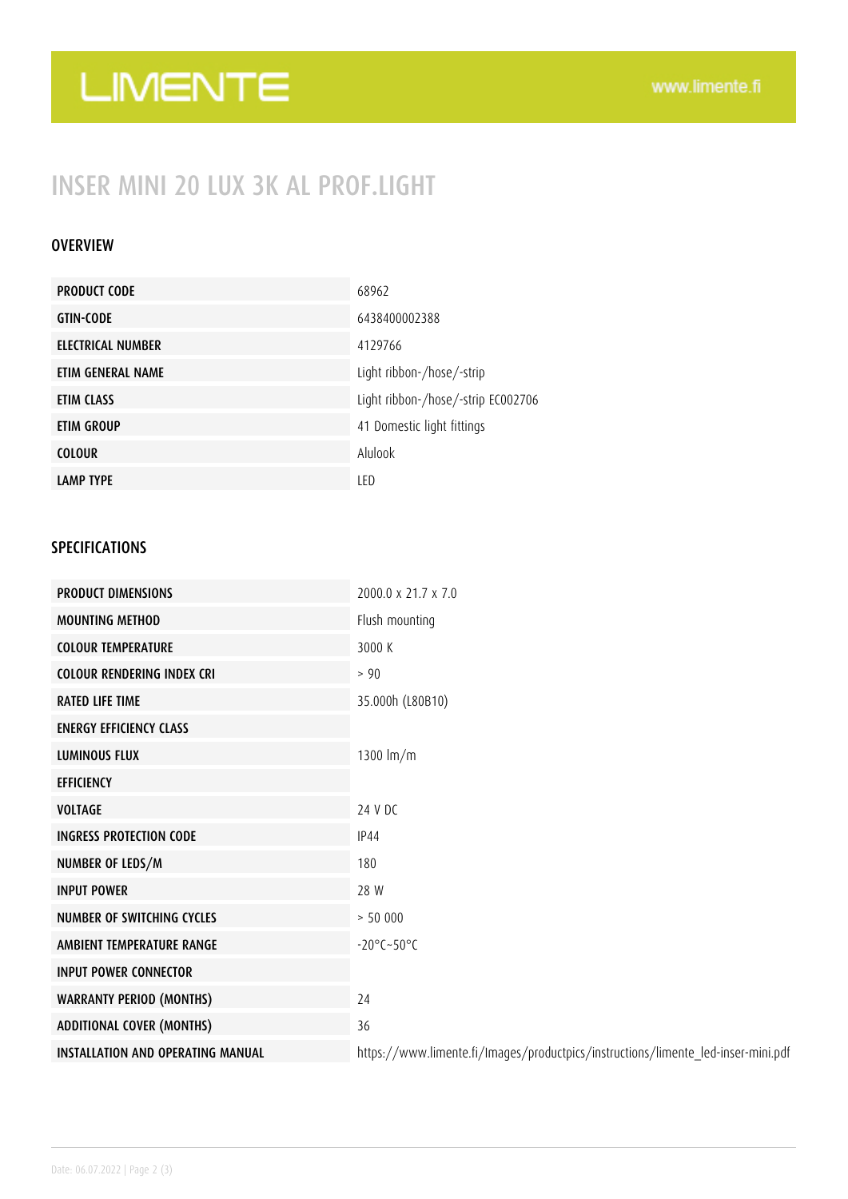# INSER MINI 20 LUX 3K AL PROF.LIGHT

## OVERVIEW

| | |
|---|---|
| **PRODUCT CODE** | 68962 |
| **GTIN-CODE** | 6438400002388 |
| **ELECTRICAL NUMBER** | 4129766 |
| **ETIM GENERAL NAME** | Light ribbon-/hose/-strip |
| **ETIM CLASS** | Light ribbon-/hose/-strip EC002706 |
| **ETIM GROUP** | 41 Domestic light fittings |
| **COLOUR** | Alulook |
| **LAMP TYPE** | LED |

## SPECIFICATIONS

| | |
|---|---|
| **PRODUCT DIMENSIONS** | 2000.0 x 21.7 x 7.0 |
| **MOUNTING METHOD** | Flush mounting |
| **COLOUR TEMPERATURE** | 3000 K |
| **COLOUR RENDERING INDEX CRI** | > 90 |
| **RATED LIFE TIME** | 35.000h (L80B10) |
| **ENERGY EFFICIENCY CLASS** | |
| **LUMINOUS FLUX** | 1300 lm/m |
| **EFFICIENCY** | |
| **VOLTAGE** | 24 V DC |
| **INGRESS PROTECTION CODE** | IP44 |
| **NUMBER OF LEDS/M** | 180 |
| **INPUT POWER** | 28 W |
| **NUMBER OF SWITCHING CYCLES** | > 50 000 |
| **AMBIENT TEMPERATURE RANGE** | -20°C~50°C |
| **INPUT POWER CONNECTOR** | |
| **WARRANTY PERIOD (MONTHS)** | 24 |
| **ADDITIONAL COVER (MONTHS)** | 36 |
| **INSTALLATION AND OPERATING MANUAL** | https://www.limente.fi/Images/productpics/instructions/limente_led-inser-mini.pdf |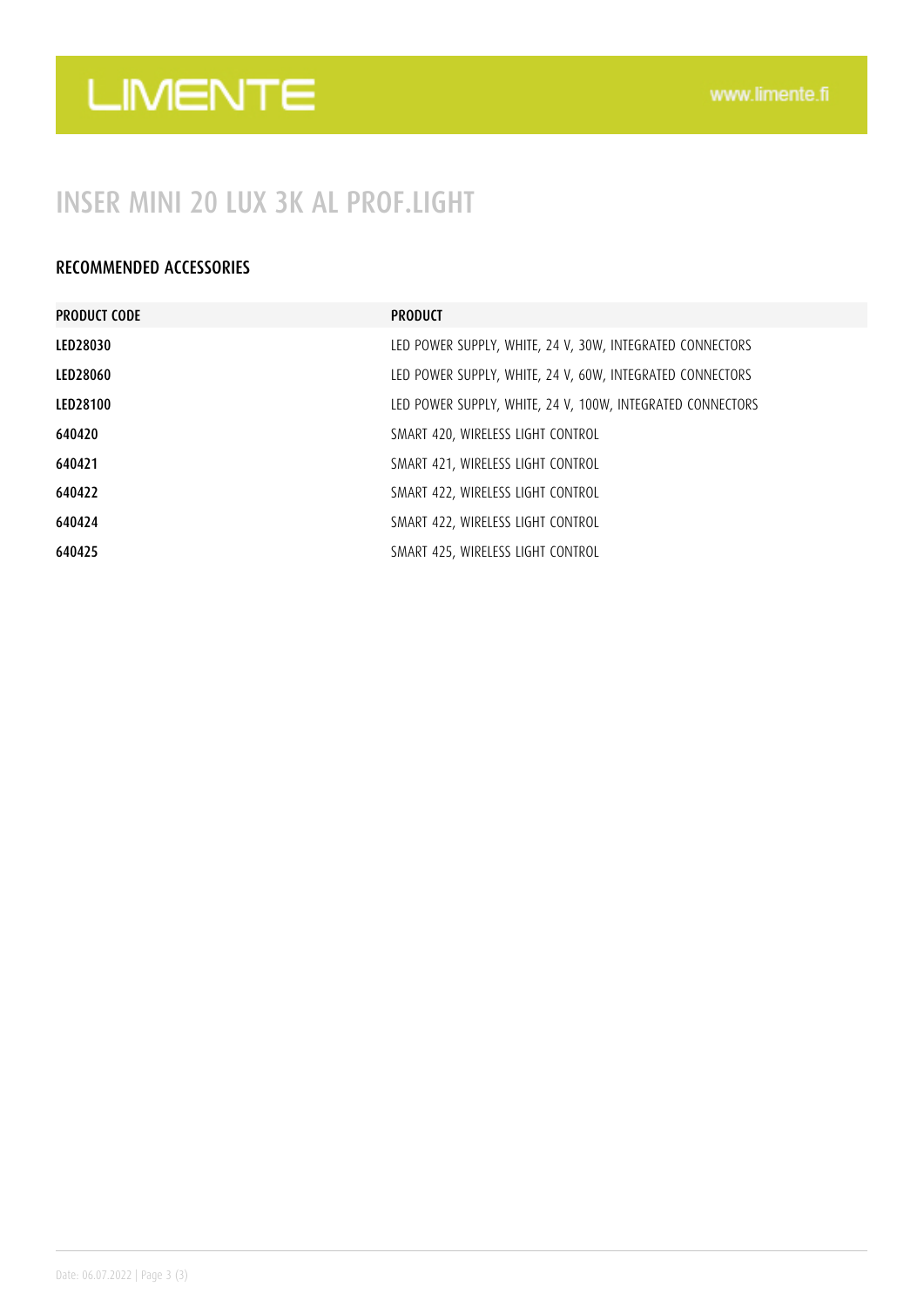# INSER MINI 20 LUX 3K AL PROF.LIGHT

## RECOMMENDED ACCESSORIES

| PRODUCT CODE | PRODUCT |
|---|---|
| LED28030 | LED POWER SUPPLY, WHITE, 24 V, 30W, INTEGRATED CONNECTORS |
| LED28060 | LED POWER SUPPLY, WHITE, 24 V, 60W, INTEGRATED CONNECTORS |
| LED28100 | LED POWER SUPPLY, WHITE, 24 V, 100W, INTEGRATED CONNECTORS |
| 640420 | SMART 420, WIRELESS LIGHT CONTROL |
| 640421 | SMART 421, WIRELESS LIGHT CONTROL |
| 640422 | SMART 422, WIRELESS LIGHT CONTROL |
| 640424 | SMART 422, WIRELESS LIGHT CONTROL |
| 640425 | SMART 425, WIRELESS LIGHT CONTROL |